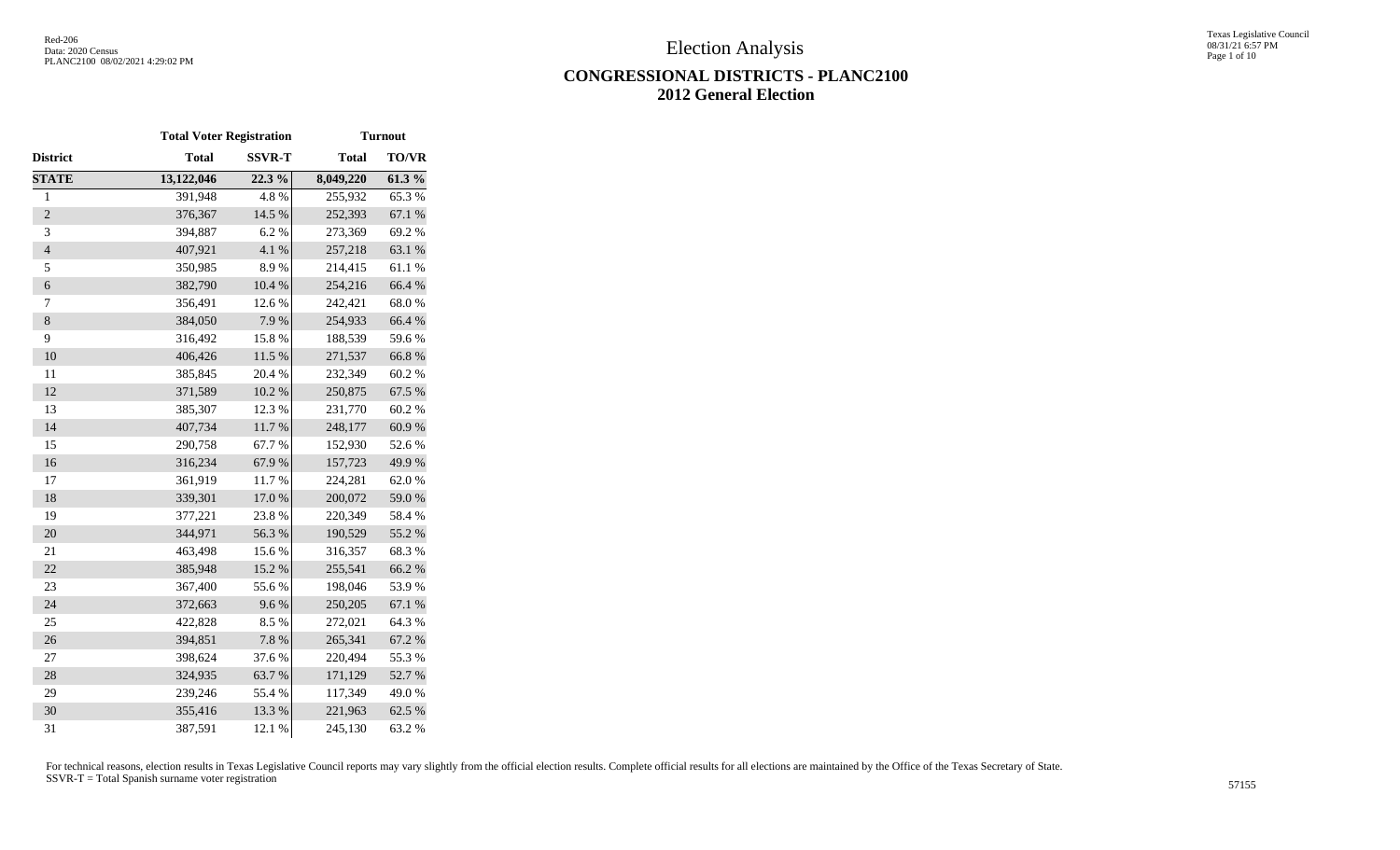# Election Analysis

## CONGRESSIONAL DISTRICTS - PLANC2100
## 2012 General Election

| | Total Voter Registration | | Turnout | |
|---|---|---|---|---|
| District | Total | SSVR-T | Total | TO/VR |
| **STATE** | **13,122,046** | **22.3 %** | **8,049,220** | **61.3 %** |
| 1 | 391,948 | 4.8 % | 255,932 | 65.3 % |
| 2 | 376,367 | 14.5 % | 252,393 | 67.1 % |
| 3 | 394,887 | 6.2 % | 273,369 | 69.2 % |
| 4 | 407,921 | 4.1 % | 257,218 | 63.1 % |
| 5 | 350,985 | 8.9 % | 214,415 | 61.1 % |
| 6 | 382,790 | 10.4 % | 254,216 | 66.4 % |
| 7 | 356,491 | 12.6 % | 242,421 | 68.0 % |
| 8 | 384,050 | 7.9 % | 254,933 | 66.4 % |
| 9 | 316,492 | 15.8 % | 188,539 | 59.6 % |
| 10 | 406,426 | 11.5 % | 271,537 | 66.8 % |
| 11 | 385,845 | 20.4 % | 232,349 | 60.2 % |
| 12 | 371,589 | 10.2 % | 250,875 | 67.5 % |
| 13 | 385,307 | 12.3 % | 231,770 | 60.2 % |
| 14 | 407,734 | 11.7 % | 248,177 | 60.9 % |
| 15 | 290,758 | 67.7 % | 152,930 | 52.6 % |
| 16 | 316,234 | 67.9 % | 157,723 | 49.9 % |
| 17 | 361,919 | 11.7 % | 224,281 | 62.0 % |
| 18 | 339,301 | 17.0 % | 200,072 | 59.0 % |
| 19 | 377,221 | 23.8 % | 220,349 | 58.4 % |
| 20 | 344,971 | 56.3 % | 190,529 | 55.2 % |
| 21 | 463,498 | 15.6 % | 316,357 | 68.3 % |
| 22 | 385,948 | 15.2 % | 255,541 | 66.2 % |
| 23 | 367,400 | 55.6 % | 198,046 | 53.9 % |
| 24 | 372,663 | 9.6 % | 250,205 | 67.1 % |
| 25 | 422,828 | 8.5 % | 272,021 | 64.3 % |
| 26 | 394,851 | 7.8 % | 265,341 | 67.2 % |
| 27 | 398,624 | 37.6 % | 220,494 | 55.3 % |
| 28 | 324,935 | 63.7 % | 171,129 | 52.7 % |
| 29 | 239,246 | 55.4 % | 117,349 | 49.0 % |
| 30 | 355,416 | 13.3 % | 221,963 | 62.5 % |
| 31 | 387,591 | 12.1 % | 245,130 | 63.2 % |

For technical reasons, election results in Texas Legislative Council reports may vary slightly from the official election results. Complete official results for all elections are maintained by the Office of the Texas Secretary of State.
SSVR-T = Total Spanish surname voter registration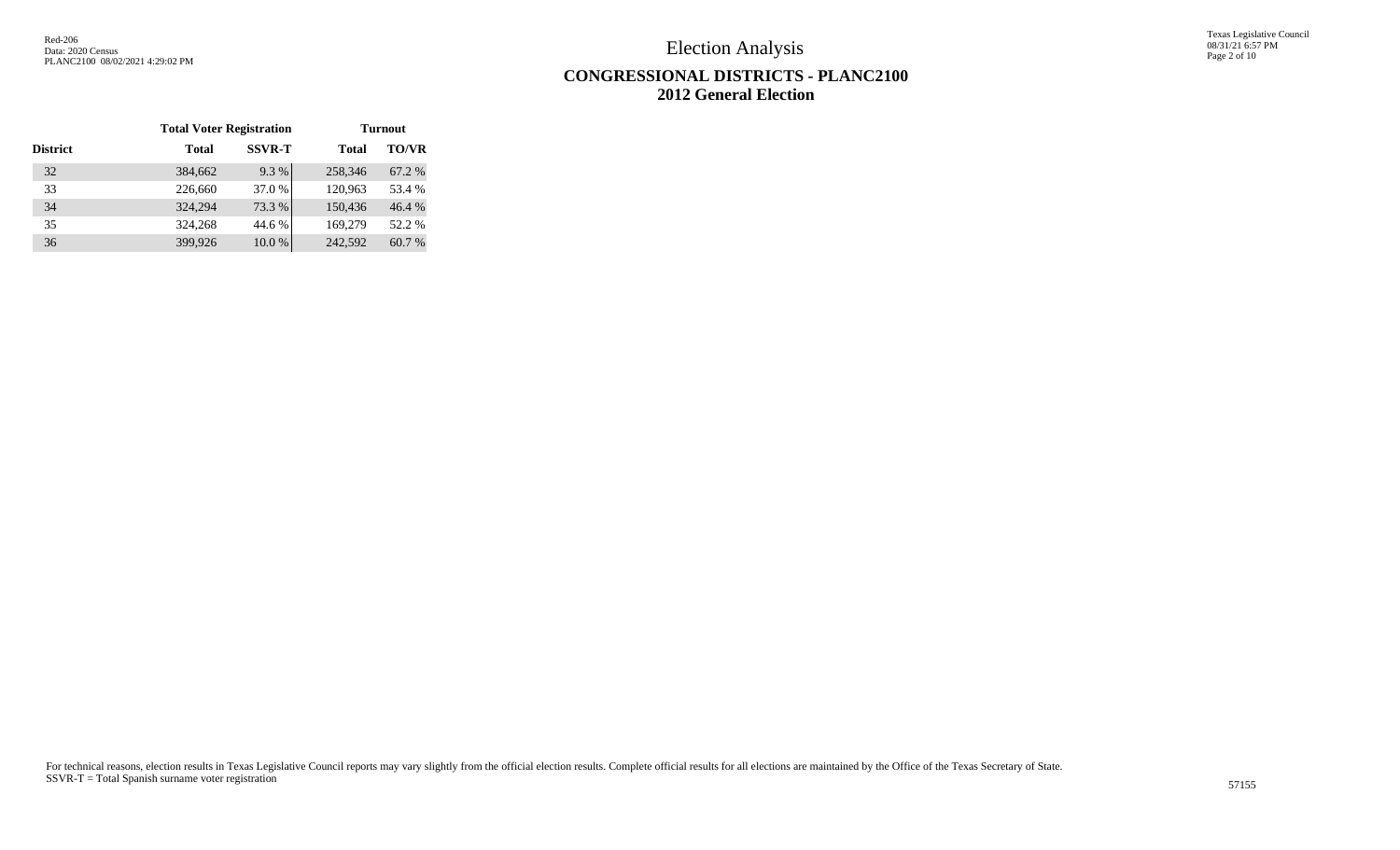# Election Analysis

## CONGRESSIONAL DISTRICTS - PLANC2100
## 2012 General Election

| | Total Voter Registration | | Turnout | |
|---|---|---|---|---|
| District | Total | SSVR-T | Total | TO/VR |
| 32 | 384,662 | 9.3 % | 258,346 | 67.2 % |
| 33 | 226,660 | 37.0 % | 120,963 | 53.4 % |
| 34 | 324,294 | 73.3 % | 150,436 | 46.4 % |
| 35 | 324,268 | 44.6 % | 169,279 | 52.2 % |
| 36 | 399,926 | 10.0 % | 242,592 | 60.7 % |

For technical reasons, election results in Texas Legislative Council reports may vary slightly from the official election results. Complete official results for all elections are maintained by the Office of the Texas Secretary of State.
SSVR-T = Total Spanish surname voter registration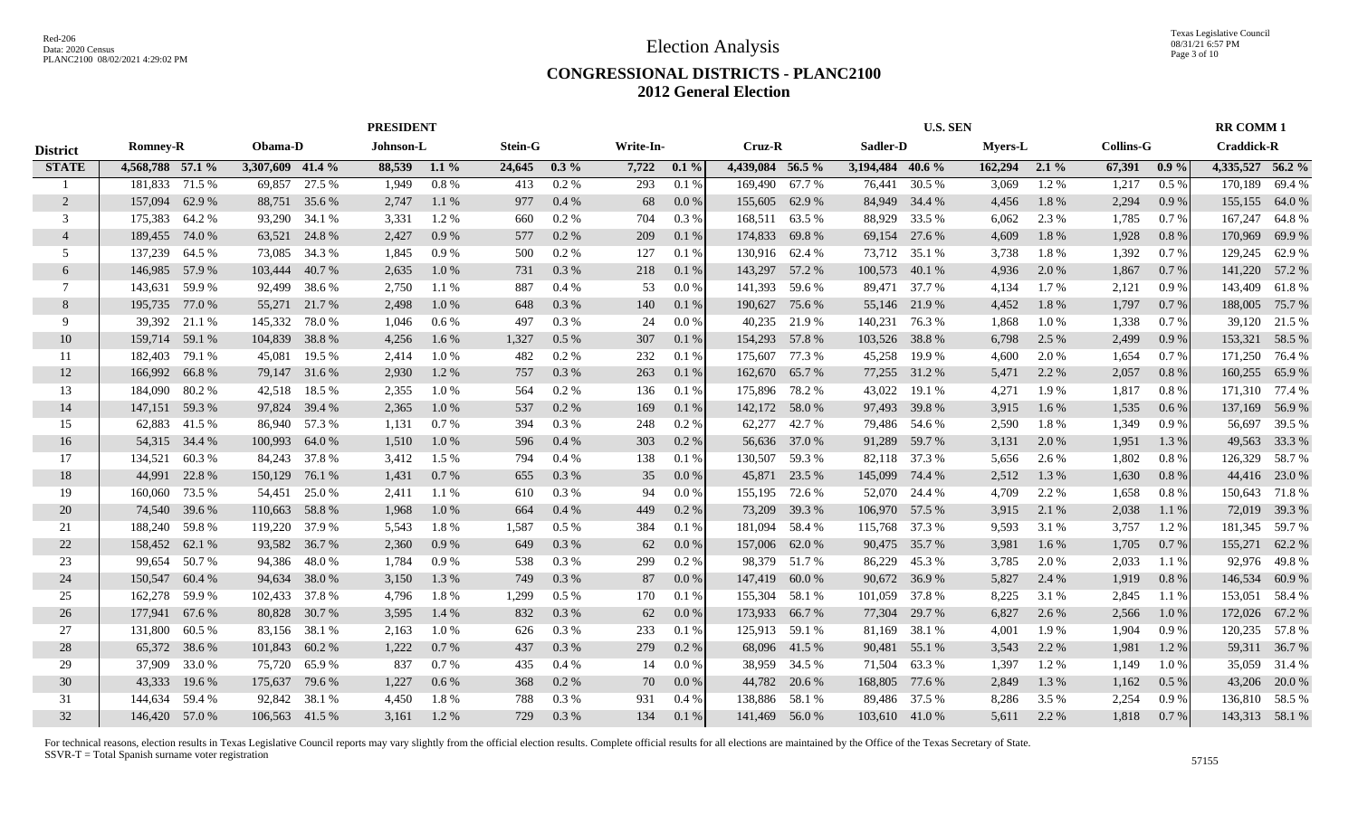# Election Analysis

## CONGRESSIONAL DISTRICTS - PLANC2100

## 2012 General Election

| | PRESIDENT | | | | | | | | | | U.S. SEN | | | | | | | | | | RR COMM 1 | |
|---|---|---|---|---|---|---|---|---|---|---|---|---|---|---|---|---|---|---|---|---|---|---|
| District | Romney-R | | Obama-D | | Johnson-L | | Stein-G | | Write-In- | | Cruz-R | | Sadler-D | | Myers-L | | Collins-G | | Craddick-R | |
| **STATE** | **4,568,788** | **57.1 %** | **3,307,609** | **41.4 %** | **88,539** | **1.1 %** | **24,645** | **0.3 %** | **7,722** | **0.1 %** | **4,439,084** | **56.5 %** | **3,194,484** | **40.6 %** | **162,294** | **2.1 %** | **67,391** | **0.9 %** | **4,335,527** | **56.2 %** |
| 1 | 181,833 | 71.5 % | 69,857 | 27.5 % | 1,949 | 0.8 % | 413 | 0.2 % | 293 | 0.1 % | 169,490 | 67.7 % | 76,441 | 30.5 % | 3,069 | 1.2 % | 1,217 | 0.5 % | 170,189 | 69.4 % |
| 2 | 157,094 | 62.9 % | 88,751 | 35.6 % | 2,747 | 1.1 % | 977 | 0.4 % | 68 | 0.0 % | 155,605 | 62.9 % | 84,949 | 34.4 % | 4,456 | 1.8 % | 2,294 | 0.9 % | 155,155 | 64.0 % |
| 3 | 175,383 | 64.2 % | 93,290 | 34.1 % | 3,331 | 1.2 % | 660 | 0.2 % | 704 | 0.3 % | 168,511 | 63.5 % | 88,929 | 33.5 % | 6,062 | 2.3 % | 1,785 | 0.7 % | 167,247 | 64.8 % |
| 4 | 189,455 | 74.0 % | 63,521 | 24.8 % | 2,427 | 0.9 % | 577 | 0.2 % | 209 | 0.1 % | 174,833 | 69.8 % | 69,154 | 27.6 % | 4,609 | 1.8 % | 1,928 | 0.8 % | 170,969 | 69.9 % |
| 5 | 137,239 | 64.5 % | 73,085 | 34.3 % | 1,845 | 0.9 % | 500 | 0.2 % | 127 | 0.1 % | 130,916 | 62.4 % | 73,712 | 35.1 % | 3,738 | 1.8 % | 1,392 | 0.7 % | 129,245 | 62.9 % |
| 6 | 146,985 | 57.9 % | 103,444 | 40.7 % | 2,635 | 1.0 % | 731 | 0.3 % | 218 | 0.1 % | 143,297 | 57.2 % | 100,573 | 40.1 % | 4,936 | 2.0 % | 1,867 | 0.7 % | 141,220 | 57.2 % |
| 7 | 143,631 | 59.9 % | 92,499 | 38.6 % | 2,750 | 1.1 % | 887 | 0.4 % | 53 | 0.0 % | 141,393 | 59.6 % | 89,471 | 37.7 % | 4,134 | 1.7 % | 2,121 | 0.9 % | 143,409 | 61.8 % |
| 8 | 195,735 | 77.0 % | 55,271 | 21.7 % | 2,498 | 1.0 % | 648 | 0.3 % | 140 | 0.1 % | 190,627 | 75.6 % | 55,146 | 21.9 % | 4,452 | 1.8 % | 1,797 | 0.7 % | 188,005 | 75.7 % |
| 9 | 39,392 | 21.1 % | 145,332 | 78.0 % | 1,046 | 0.6 % | 497 | 0.3 % | 24 | 0.0 % | 40,235 | 21.9 % | 140,231 | 76.3 % | 1,868 | 1.0 % | 1,338 | 0.7 % | 39,120 | 21.5 % |
| 10 | 159,714 | 59.1 % | 104,839 | 38.8 % | 4,256 | 1.6 % | 1,327 | 0.5 % | 307 | 0.1 % | 154,293 | 57.8 % | 103,526 | 38.8 % | 6,798 | 2.5 % | 2,499 | 0.9 % | 153,321 | 58.5 % |
| 11 | 182,403 | 79.1 % | 45,081 | 19.5 % | 2,414 | 1.0 % | 482 | 0.2 % | 232 | 0.1 % | 175,607 | 77.3 % | 45,258 | 19.9 % | 4,600 | 2.0 % | 1,654 | 0.7 % | 171,250 | 76.4 % |
| 12 | 166,992 | 66.8 % | 79,147 | 31.6 % | 2,930 | 1.2 % | 757 | 0.3 % | 263 | 0.1 % | 162,670 | 65.7 % | 77,255 | 31.2 % | 5,471 | 2.2 % | 2,057 | 0.8 % | 160,255 | 65.9 % |
| 13 | 184,090 | 80.2 % | 42,518 | 18.5 % | 2,355 | 1.0 % | 564 | 0.2 % | 136 | 0.1 % | 175,896 | 78.2 % | 43,022 | 19.1 % | 4,271 | 1.9 % | 1,817 | 0.8 % | 171,310 | 77.4 % |
| 14 | 147,151 | 59.3 % | 97,824 | 39.4 % | 2,365 | 1.0 % | 537 | 0.2 % | 169 | 0.1 % | 142,172 | 58.0 % | 97,493 | 39.8 % | 3,915 | 1.6 % | 1,535 | 0.6 % | 137,169 | 56.9 % |
| 15 | 62,883 | 41.5 % | 86,940 | 57.3 % | 1,131 | 0.7 % | 394 | 0.3 % | 248 | 0.2 % | 62,277 | 42.7 % | 79,486 | 54.6 % | 2,590 | 1.8 % | 1,349 | 0.9 % | 56,697 | 39.5 % |
| 16 | 54,315 | 34.4 % | 100,993 | 64.0 % | 1,510 | 1.0 % | 596 | 0.4 % | 303 | 0.2 % | 56,636 | 37.0 % | 91,289 | 59.7 % | 3,131 | 2.0 % | 1,951 | 1.3 % | 49,563 | 33.3 % |
| 17 | 134,521 | 60.3 % | 84,243 | 37.8 % | 3,412 | 1.5 % | 794 | 0.4 % | 138 | 0.1 % | 130,507 | 59.3 % | 82,118 | 37.3 % | 5,656 | 2.6 % | 1,802 | 0.8 % | 126,329 | 58.7 % |
| 18 | 44,991 | 22.8 % | 150,129 | 76.1 % | 1,431 | 0.7 % | 655 | 0.3 % | 35 | 0.0 % | 45,871 | 23.5 % | 145,099 | 74.4 % | 2,512 | 1.3 % | 1,630 | 0.8 % | 44,416 | 23.0 % |
| 19 | 160,060 | 73.5 % | 54,451 | 25.0 % | 2,411 | 1.1 % | 610 | 0.3 % | 94 | 0.0 % | 155,195 | 72.6 % | 52,070 | 24.4 % | 4,709 | 2.2 % | 1,658 | 0.8 % | 150,643 | 71.8 % |
| 20 | 74,540 | 39.6 % | 110,663 | 58.8 % | 1,968 | 1.0 % | 664 | 0.4 % | 449 | 0.2 % | 73,209 | 39.3 % | 106,970 | 57.5 % | 3,915 | 2.1 % | 2,038 | 1.1 % | 72,019 | 39.3 % |
| 21 | 188,240 | 59.8 % | 119,220 | 37.9 % | 5,543 | 1.8 % | 1,587 | 0.5 % | 384 | 0.1 % | 181,094 | 58.4 % | 115,768 | 37.3 % | 9,593 | 3.1 % | 3,757 | 1.2 % | 181,345 | 59.7 % |
| 22 | 158,452 | 62.1 % | 93,582 | 36.7 % | 2,360 | 0.9 % | 649 | 0.3 % | 62 | 0.0 % | 157,006 | 62.0 % | 90,475 | 35.7 % | 3,981 | 1.6 % | 1,705 | 0.7 % | 155,271 | 62.2 % |
| 23 | 99,654 | 50.7 % | 94,386 | 48.0 % | 1,784 | 0.9 % | 538 | 0.3 % | 299 | 0.2 % | 98,379 | 51.7 % | 86,229 | 45.3 % | 3,785 | 2.0 % | 2,033 | 1.1 % | 92,976 | 49.8 % |
| 24 | 150,547 | 60.4 % | 94,634 | 38.0 % | 3,150 | 1.3 % | 749 | 0.3 % | 87 | 0.0 % | 147,419 | 60.0 % | 90,672 | 36.9 % | 5,827 | 2.4 % | 1,919 | 0.8 % | 146,534 | 60.9 % |
| 25 | 162,278 | 59.9 % | 102,433 | 37.8 % | 4,796 | 1.8 % | 1,299 | 0.5 % | 170 | 0.1 % | 155,304 | 58.1 % | 101,059 | 37.8 % | 8,225 | 3.1 % | 2,845 | 1.1 % | 153,051 | 58.4 % |
| 26 | 177,941 | 67.6 % | 80,828 | 30.7 % | 3,595 | 1.4 % | 832 | 0.3 % | 62 | 0.0 % | 173,933 | 66.7 % | 77,304 | 29.7 % | 6,827 | 2.6 % | 2,566 | 1.0 % | 172,026 | 67.2 % |
| 27 | 131,800 | 60.5 % | 83,156 | 38.1 % | 2,163 | 1.0 % | 626 | 0.3 % | 233 | 0.1 % | 125,913 | 59.1 % | 81,169 | 38.1 % | 4,001 | 1.9 % | 1,904 | 0.9 % | 120,235 | 57.8 % |
| 28 | 65,372 | 38.6 % | 101,843 | 60.2 % | 1,222 | 0.7 % | 437 | 0.3 % | 279 | 0.2 % | 68,096 | 41.5 % | 90,481 | 55.1 % | 3,543 | 2.2 % | 1,981 | 1.2 % | 59,311 | 36.7 % |
| 29 | 37,909 | 33.0 % | 75,720 | 65.9 % | 837 | 0.7 % | 435 | 0.4 % | 14 | 0.0 % | 38,959 | 34.5 % | 71,504 | 63.3 % | 1,397 | 1.2 % | 1,149 | 1.0 % | 35,059 | 31.4 % |
| 30 | 43,333 | 19.6 % | 175,637 | 79.6 % | 1,227 | 0.6 % | 368 | 0.2 % | 70 | 0.0 % | 44,782 | 20.6 % | 168,805 | 77.6 % | 2,849 | 1.3 % | 1,162 | 0.5 % | 43,206 | 20.0 % |
| 31 | 144,634 | 59.4 % | 92,842 | 38.1 % | 4,450 | 1.8 % | 788 | 0.3 % | 931 | 0.4 % | 138,886 | 58.1 % | 89,486 | 37.5 % | 8,286 | 3.5 % | 2,254 | 0.9 % | 136,810 | 58.5 % |
| 32 | 146,420 | 57.0 % | 106,563 | 41.5 % | 3,161 | 1.2 % | 729 | 0.3 % | 134 | 0.1 % | 141,469 | 56.0 % | 103,610 | 41.0 % | 5,611 | 2.2 % | 1,818 | 0.7 % | 143,313 | 58.1 % |

For technical reasons, election results in Texas Legislative Council reports may vary slightly from the official election results. Complete official results for all elections are maintained by the Office of the Texas Secretary of State.
SSVR-T = Total Spanish surname voter registration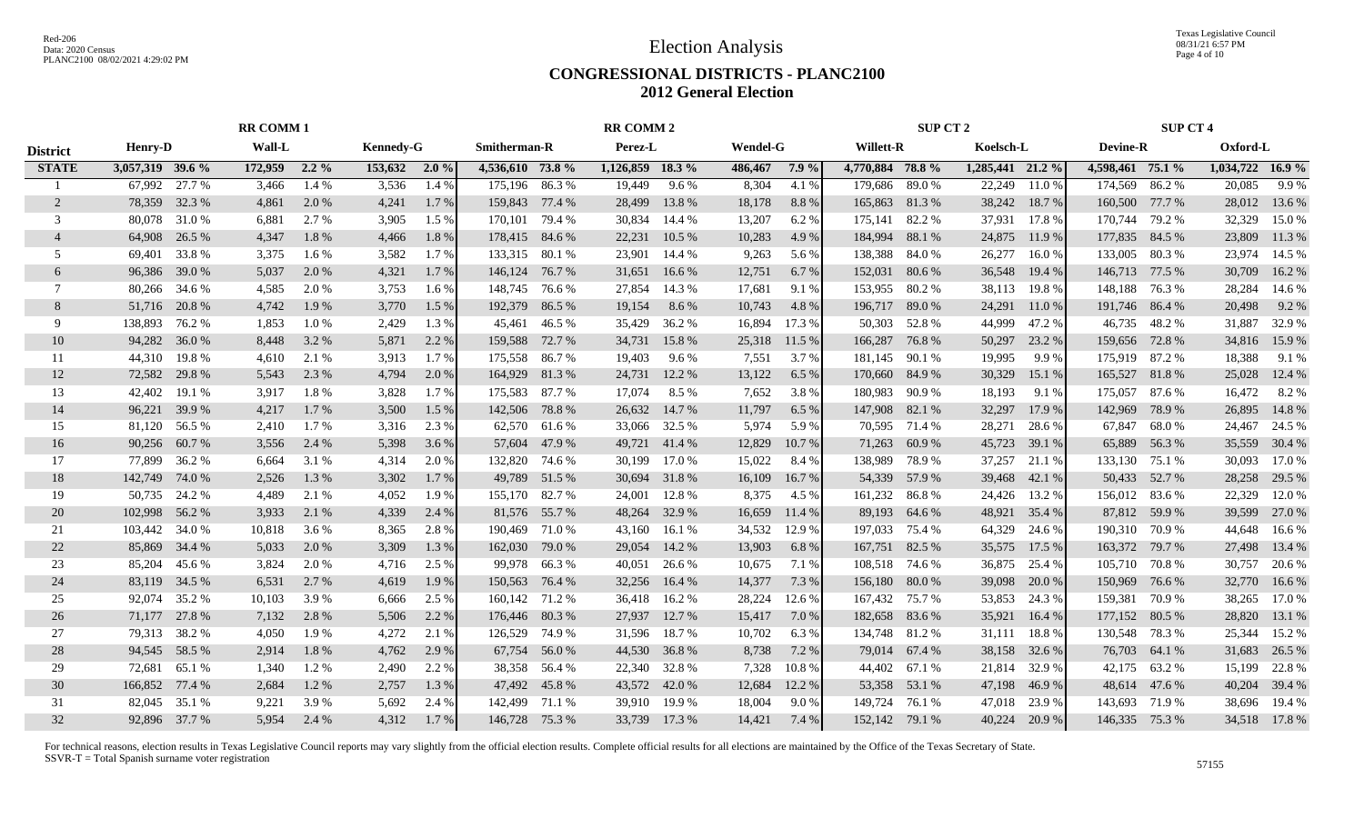# Election Analysis

## CONGRESSIONAL DISTRICTS - PLANC2100
## 2012 General Election

| | RR COMM 1 | | | | | | RR COMM 2 | | | | | | SUP CT 2 | | | | SUP CT 4 | | | |
|---|---|---|---|---|---|---|---|---|---|---|---|---|---|---|---|---|---|---|---|---|
| **District** | **Henry-D** | | **Wall-L** | | **Kennedy-G** | | **Smitherman-R** | | **Perez-L** | | **Wendel-G** | | **Willett-R** | | **Koelsch-L** | | **Devine-R** | | **Oxford-L** | |
| **STATE** | **3,057,319** | **39.6 %** | **172,959** | **2.2 %** | **153,632** | **2.0 %** | **4,536,610** | **73.8 %** | **1,126,859** | **18.3 %** | **486,467** | **7.9 %** | **4,770,884** | **78.8 %** | **1,285,441** | **21.2 %** | **4,598,461** | **75.1 %** | **1,034,722** | **16.9 %** |
| 1 | 67,992 | 27.7 % | 3,466 | 1.4 % | 3,536 | 1.4 % | 175,196 | 86.3 % | 19,449 | 9.6 % | 8,304 | 4.1 % | 179,686 | 89.0 % | 22,249 | 11.0 % | 174,569 | 86.2 % | 20,085 | 9.9 % |
| 2 | 78,359 | 32.3 % | 4,861 | 2.0 % | 4,241 | 1.7 % | 159,843 | 77.4 % | 28,499 | 13.8 % | 18,178 | 8.8 % | 165,863 | 81.3 % | 38,242 | 18.7 % | 160,500 | 77.7 % | 28,012 | 13.6 % |
| 3 | 80,078 | 31.0 % | 6,881 | 2.7 % | 3,905 | 1.5 % | 170,101 | 79.4 % | 30,834 | 14.4 % | 13,207 | 6.2 % | 175,141 | 82.2 % | 37,931 | 17.8 % | 170,744 | 79.2 % | 32,329 | 15.0 % |
| 4 | 64,908 | 26.5 % | 4,347 | 1.8 % | 4,466 | 1.8 % | 178,415 | 84.6 % | 22,231 | 10.5 % | 10,283 | 4.9 % | 184,994 | 88.1 % | 24,875 | 11.9 % | 177,835 | 84.5 % | 23,809 | 11.3 % |
| 5 | 69,401 | 33.8 % | 3,375 | 1.6 % | 3,582 | 1.7 % | 133,315 | 80.1 % | 23,901 | 14.4 % | 9,263 | 5.6 % | 138,388 | 84.0 % | 26,277 | 16.0 % | 133,005 | 80.3 % | 23,974 | 14.5 % |
| 6 | 96,386 | 39.0 % | 5,037 | 2.0 % | 4,321 | 1.7 % | 146,124 | 76.7 % | 31,651 | 16.6 % | 12,751 | 6.7 % | 152,031 | 80.6 % | 36,548 | 19.4 % | 146,713 | 77.5 % | 30,709 | 16.2 % |
| 7 | 80,266 | 34.6 % | 4,585 | 2.0 % | 3,753 | 1.6 % | 148,745 | 76.6 % | 27,854 | 14.3 % | 17,681 | 9.1 % | 153,955 | 80.2 % | 38,113 | 19.8 % | 148,188 | 76.3 % | 28,284 | 14.6 % |
| 8 | 51,716 | 20.8 % | 4,742 | 1.9 % | 3,770 | 1.5 % | 192,379 | 86.5 % | 19,154 | 8.6 % | 10,743 | 4.8 % | 196,717 | 89.0 % | 24,291 | 11.0 % | 191,746 | 86.4 % | 20,498 | 9.2 % |
| 9 | 138,893 | 76.2 % | 1,853 | 1.0 % | 2,429 | 1.3 % | 45,461 | 46.5 % | 35,429 | 36.2 % | 16,894 | 17.3 % | 50,303 | 52.8 % | 44,999 | 47.2 % | 46,735 | 48.2 % | 31,887 | 32.9 % |
| 10 | 94,282 | 36.0 % | 8,448 | 3.2 % | 5,871 | 2.2 % | 159,588 | 72.7 % | 34,731 | 15.8 % | 25,318 | 11.5 % | 166,287 | 76.8 % | 50,297 | 23.2 % | 159,656 | 72.8 % | 34,816 | 15.9 % |
| 11 | 44,310 | 19.8 % | 4,610 | 2.1 % | 3,913 | 1.7 % | 175,558 | 86.7 % | 19,403 | 9.6 % | 7,551 | 3.7 % | 181,145 | 90.1 % | 19,995 | 9.9 % | 175,919 | 87.2 % | 18,388 | 9.1 % |
| 12 | 72,582 | 29.8 % | 5,543 | 2.3 % | 4,794 | 2.0 % | 164,929 | 81.3 % | 24,731 | 12.2 % | 13,162 | 6.5 % | 170,660 | 84.9 % | 30,329 | 15.1 % | 165,527 | 81.8 % | 25,028 | 12.4 % |
| 13 | 42,402 | 19.1 % | 3,917 | 1.8 % | 3,828 | 1.7 % | 175,583 | 87.7 % | 17,074 | 8.5 % | 7,652 | 3.8 % | 180,983 | 90.9 % | 18,193 | 9.1 % | 175,057 | 87.6 % | 16,472 | 8.2 % |
| 14 | 96,221 | 39.9 % | 4,217 | 1.7 % | 3,500 | 1.5 % | 142,506 | 78.8 % | 26,632 | 14.7 % | 11,797 | 6.5 % | 147,908 | 82.1 % | 32,297 | 17.9 % | 142,969 | 78.9 % | 26,895 | 14.8 % |
| 15 | 81,120 | 56.5 % | 2,410 | 1.7 % | 3,316 | 2.3 % | 62,570 | 61.6 % | 33,066 | 32.5 % | 5,974 | 5.9 % | 70,595 | 71.4 % | 28,271 | 28.6 % | 67,847 | 68.0 % | 24,467 | 24.5 % |
| 16 | 90,256 | 60.7 % | 3,556 | 2.4 % | 5,398 | 3.6 % | 57,604 | 47.9 % | 49,721 | 41.4 % | 12,829 | 10.7 % | 71,263 | 60.9 % | 45,723 | 39.1 % | 65,889 | 56.3 % | 35,559 | 30.4 % |
| 17 | 77,899 | 36.2 % | 6,664 | 3.1 % | 4,314 | 2.0 % | 132,820 | 74.6 % | 30,199 | 17.0 % | 15,022 | 8.4 % | 138,989 | 78.9 % | 37,257 | 21.1 % | 133,130 | 75.1 % | 30,093 | 17.0 % |
| 18 | 142,749 | 74.0 % | 2,526 | 1.3 % | 3,302 | 1.7 % | 49,789 | 51.5 % | 30,694 | 31.8 % | 16,109 | 16.7 % | 54,339 | 57.9 % | 39,468 | 42.1 % | 50,433 | 52.7 % | 28,258 | 29.5 % |
| 19 | 50,735 | 24.2 % | 4,489 | 2.1 % | 4,052 | 1.9 % | 155,170 | 82.7 % | 24,001 | 12.8 % | 8,375 | 4.5 % | 161,232 | 86.8 % | 24,426 | 13.2 % | 156,012 | 83.6 % | 22,329 | 12.0 % |
| 20 | 102,998 | 56.2 % | 3,933 | 2.1 % | 4,339 | 2.4 % | 81,576 | 55.7 % | 48,264 | 32.9 % | 16,659 | 11.4 % | 89,193 | 64.6 % | 48,921 | 35.4 % | 87,812 | 59.9 % | 39,599 | 27.0 % |
| 21 | 103,442 | 34.0 % | 10,818 | 3.6 % | 8,365 | 2.8 % | 190,469 | 71.0 % | 43,160 | 16.1 % | 34,532 | 12.9 % | 197,033 | 75.4 % | 64,329 | 24.6 % | 190,310 | 70.9 % | 44,648 | 16.6 % |
| 22 | 85,869 | 34.4 % | 5,033 | 2.0 % | 3,309 | 1.3 % | 162,030 | 79.0 % | 29,054 | 14.2 % | 13,903 | 6.8 % | 167,751 | 82.5 % | 35,575 | 17.5 % | 163,372 | 79.7 % | 27,498 | 13.4 % |
| 23 | 85,204 | 45.6 % | 3,824 | 2.0 % | 4,716 | 2.5 % | 99,978 | 66.3 % | 40,051 | 26.6 % | 10,675 | 7.1 % | 108,518 | 74.6 % | 36,875 | 25.4 % | 105,710 | 70.8 % | 30,757 | 20.6 % |
| 24 | 83,119 | 34.5 % | 6,531 | 2.7 % | 4,619 | 1.9 % | 150,563 | 76.4 % | 32,256 | 16.4 % | 14,377 | 7.3 % | 156,180 | 80.0 % | 39,098 | 20.0 % | 150,969 | 76.6 % | 32,770 | 16.6 % |
| 25 | 92,074 | 35.2 % | 10,103 | 3.9 % | 6,666 | 2.5 % | 160,142 | 71.2 % | 36,418 | 16.2 % | 28,224 | 12.6 % | 167,432 | 75.7 % | 53,853 | 24.3 % | 159,381 | 70.9 % | 38,265 | 17.0 % |
| 26 | 71,177 | 27.8 % | 7,132 | 2.8 % | 5,506 | 2.2 % | 176,446 | 80.3 % | 27,937 | 12.7 % | 15,417 | 7.0 % | 182,658 | 83.6 % | 35,921 | 16.4 % | 177,152 | 80.5 % | 28,820 | 13.1 % |
| 27 | 79,313 | 38.2 % | 4,050 | 1.9 % | 4,272 | 2.1 % | 126,529 | 74.9 % | 31,596 | 18.7 % | 10,702 | 6.3 % | 134,748 | 81.2 % | 31,111 | 18.8 % | 130,548 | 78.3 % | 25,344 | 15.2 % |
| 28 | 94,545 | 58.5 % | 2,914 | 1.8 % | 4,762 | 2.9 % | 67,754 | 56.0 % | 44,530 | 36.8 % | 8,738 | 7.2 % | 79,014 | 67.4 % | 38,158 | 32.6 % | 76,703 | 64.1 % | 31,683 | 26.5 % |
| 29 | 72,681 | 65.1 % | 1,340 | 1.2 % | 2,490 | 2.2 % | 38,358 | 56.4 % | 22,340 | 32.8 % | 7,328 | 10.8 % | 44,402 | 67.1 % | 21,814 | 32.9 % | 42,175 | 63.2 % | 15,199 | 22.8 % |
| 30 | 166,852 | 77.4 % | 2,684 | 1.2 % | 2,757 | 1.3 % | 47,492 | 45.8 % | 43,572 | 42.0 % | 12,684 | 12.2 % | 53,358 | 53.1 % | 47,198 | 46.9 % | 48,614 | 47.6 % | 40,204 | 39.4 % |
| 31 | 82,045 | 35.1 % | 9,221 | 3.9 % | 5,692 | 2.4 % | 142,499 | 71.1 % | 39,910 | 19.9 % | 18,004 | 9.0 % | 149,724 | 76.1 % | 47,018 | 23.9 % | 143,693 | 71.9 % | 38,696 | 19.4 % |
| 32 | 92,896 | 37.7 % | 5,954 | 2.4 % | 4,312 | 1.7 % | 146,728 | 75.3 % | 33,739 | 17.3 % | 14,421 | 7.4 % | 152,142 | 79.1 % | 40,224 | 20.9 % | 146,335 | 75.3 % | 34,518 | 17.8 % |

For technical reasons, election results in Texas Legislative Council reports may vary slightly from the official election results. Complete official results for all elections are maintained by the Office of the Texas Secretary of State.
SSVR-T = Total Spanish surname voter registration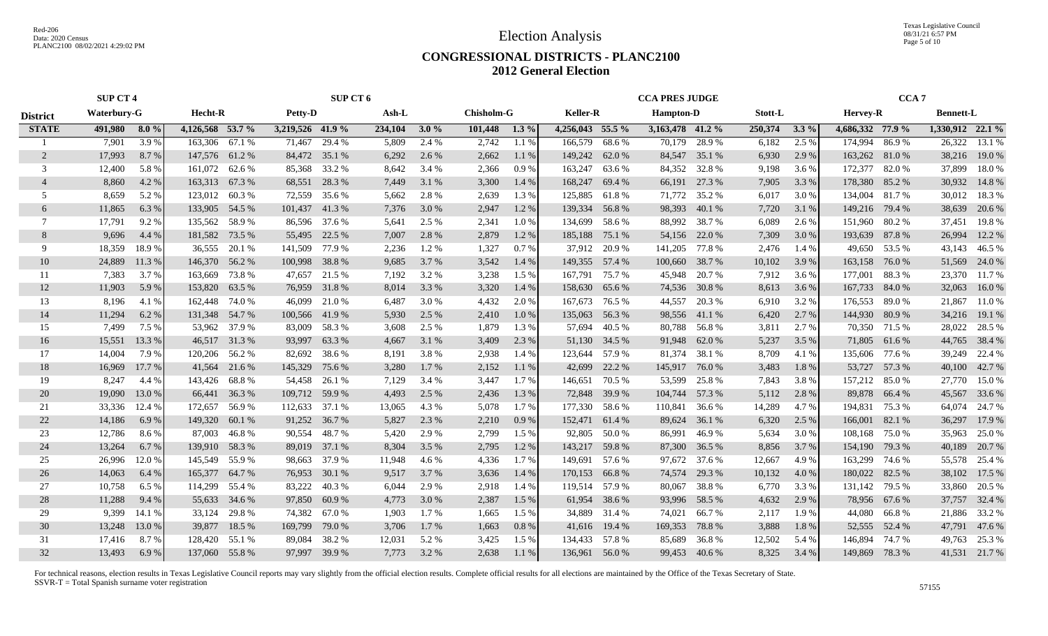# Election Analysis

## CONGRESSIONAL DISTRICTS - PLANC2100
## 2012 General Election

| | SUP CT 4 | | | | SUP CT 6 | | | | | | | | CCA PRES JUDGE | | | | | | CCA 7 | | | |
|---|---|---|---|---|---|---|---|---|---|---|---|---|---|---|---|---|---|---|---|---|---|---|
| **District** | **Waterbury-G** | | **Hecht-R** | | **Petty-D** | | **Ash-L** | | **Chisholm-G** | | **Keller-R** | | **Hampton-D** | | **Stott-L** | | **Hervey-R** | | **Bennett-L** | |
| **STATE** | **491,980** | **8.0 %** | **4,126,568** | **53.7 %** | **3,219,526** | **41.9 %** | **234,104** | **3.0 %** | **101,448** | **1.3 %** | **4,256,043** | **55.5 %** | **3,163,478** | **41.2 %** | **250,374** | **3.3 %** | **4,686,332** | **77.9 %** | **1,330,912** | **22.1 %** |
| 1 | 7,901 | 3.9 % | 163,306 | 67.1 % | 71,467 | 29.4 % | 5,809 | 2.4 % | 2,742 | 1.1 % | 166,579 | 68.6 % | 70,179 | 28.9 % | 6,182 | 2.5 % | 174,994 | 86.9 % | 26,322 | 13.1 % |
| 2 | 17,993 | 8.7 % | 147,576 | 61.2 % | 84,472 | 35.1 % | 6,292 | 2.6 % | 2,662 | 1.1 % | 149,242 | 62.0 % | 84,547 | 35.1 % | 6,930 | 2.9 % | 163,262 | 81.0 % | 38,216 | 19.0 % |
| 3 | 12,400 | 5.8 % | 161,072 | 62.6 % | 85,368 | 33.2 % | 8,642 | 3.4 % | 2,366 | 0.9 % | 163,247 | 63.6 % | 84,352 | 32.8 % | 9,198 | 3.6 % | 172,377 | 82.0 % | 37,899 | 18.0 % |
| 4 | 8,860 | 4.2 % | 163,313 | 67.3 % | 68,551 | 28.3 % | 7,449 | 3.1 % | 3,300 | 1.4 % | 168,247 | 69.4 % | 66,191 | 27.3 % | 7,905 | 3.3 % | 178,380 | 85.2 % | 30,932 | 14.8 % |
| 5 | 8,659 | 5.2 % | 123,012 | 60.3 % | 72,559 | 35.6 % | 5,662 | 2.8 % | 2,639 | 1.3 % | 125,885 | 61.8 % | 71,772 | 35.2 % | 6,017 | 3.0 % | 134,004 | 81.7 % | 30,012 | 18.3 % |
| 6 | 11,865 | 6.3 % | 133,905 | 54.5 % | 101,437 | 41.3 % | 7,376 | 3.0 % | 2,947 | 1.2 % | 139,334 | 56.8 % | 98,393 | 40.1 % | 7,720 | 3.1 % | 149,216 | 79.4 % | 38,639 | 20.6 % |
| 7 | 17,791 | 9.2 % | 135,562 | 58.9 % | 86,596 | 37.6 % | 5,641 | 2.5 % | 2,341 | 1.0 % | 134,699 | 58.6 % | 88,992 | 38.7 % | 6,089 | 2.6 % | 151,960 | 80.2 % | 37,451 | 19.8 % |
| 8 | 9,696 | 4.4 % | 181,582 | 73.5 % | 55,495 | 22.5 % | 7,007 | 2.8 % | 2,879 | 1.2 % | 185,188 | 75.1 % | 54,156 | 22.0 % | 7,309 | 3.0 % | 193,639 | 87.8 % | 26,994 | 12.2 % |
| 9 | 18,359 | 18.9 % | 36,555 | 20.1 % | 141,509 | 77.9 % | 2,236 | 1.2 % | 1,327 | 0.7 % | 37,912 | 20.9 % | 141,205 | 77.8 % | 2,476 | 1.4 % | 49,650 | 53.5 % | 43,143 | 46.5 % |
| 10 | 24,889 | 11.3 % | 146,370 | 56.2 % | 100,998 | 38.8 % | 9,685 | 3.7 % | 3,542 | 1.4 % | 149,355 | 57.4 % | 100,660 | 38.7 % | 10,102 | 3.9 % | 163,158 | 76.0 % | 51,569 | 24.0 % |
| 11 | 7,383 | 3.7 % | 163,669 | 73.8 % | 47,657 | 21.5 % | 7,192 | 3.2 % | 3,238 | 1.5 % | 167,791 | 75.7 % | 45,948 | 20.7 % | 7,912 | 3.6 % | 177,001 | 88.3 % | 23,370 | 11.7 % |
| 12 | 11,903 | 5.9 % | 153,820 | 63.5 % | 76,959 | 31.8 % | 8,014 | 3.3 % | 3,320 | 1.4 % | 158,630 | 65.6 % | 74,536 | 30.8 % | 8,613 | 3.6 % | 167,733 | 84.0 % | 32,063 | 16.0 % |
| 13 | 8,196 | 4.1 % | 162,448 | 74.0 % | 46,099 | 21.0 % | 6,487 | 3.0 % | 4,432 | 2.0 % | 167,673 | 76.5 % | 44,557 | 20.3 % | 6,910 | 3.2 % | 176,553 | 89.0 % | 21,867 | 11.0 % |
| 14 | 11,294 | 6.2 % | 131,348 | 54.7 % | 100,566 | 41.9 % | 5,930 | 2.5 % | 2,410 | 1.0 % | 135,063 | 56.3 % | 98,556 | 41.1 % | 6,420 | 2.7 % | 144,930 | 80.9 % | 34,216 | 19.1 % |
| 15 | 7,499 | 7.5 % | 53,962 | 37.9 % | 83,009 | 58.3 % | 3,608 | 2.5 % | 1,879 | 1.3 % | 57,694 | 40.5 % | 80,788 | 56.8 % | 3,811 | 2.7 % | 70,350 | 71.5 % | 28,022 | 28.5 % |
| 16 | 15,551 | 13.3 % | 46,517 | 31.3 % | 93,997 | 63.3 % | 4,667 | 3.1 % | 3,409 | 2.3 % | 51,130 | 34.5 % | 91,948 | 62.0 % | 5,237 | 3.5 % | 71,805 | 61.6 % | 44,765 | 38.4 % |
| 17 | 14,004 | 7.9 % | 120,206 | 56.2 % | 82,692 | 38.6 % | 8,191 | 3.8 % | 2,938 | 1.4 % | 123,644 | 57.9 % | 81,374 | 38.1 % | 8,709 | 4.1 % | 135,606 | 77.6 % | 39,249 | 22.4 % |
| 18 | 16,969 | 17.7 % | 41,564 | 21.6 % | 145,329 | 75.6 % | 3,280 | 1.7 % | 2,152 | 1.1 % | 42,699 | 22.2 % | 145,917 | 76.0 % | 3,483 | 1.8 % | 53,727 | 57.3 % | 40,100 | 42.7 % |
| 19 | 8,247 | 4.4 % | 143,426 | 68.8 % | 54,458 | 26.1 % | 7,129 | 3.4 % | 3,447 | 1.7 % | 146,651 | 70.5 % | 53,599 | 25.8 % | 7,843 | 3.8 % | 157,212 | 85.0 % | 27,770 | 15.0 % |
| 20 | 19,090 | 13.0 % | 66,441 | 36.3 % | 109,712 | 59.9 % | 4,493 | 2.5 % | 2,436 | 1.3 % | 72,848 | 39.9 % | 104,744 | 57.3 % | 5,112 | 2.8 % | 89,878 | 66.4 % | 45,567 | 33.6 % |
| 21 | 33,336 | 12.4 % | 172,657 | 56.9 % | 112,633 | 37.1 % | 13,065 | 4.3 % | 5,078 | 1.7 % | 177,330 | 58.6 % | 110,841 | 36.6 % | 14,289 | 4.7 % | 194,831 | 75.3 % | 64,074 | 24.7 % |
| 22 | 14,186 | 6.9 % | 149,320 | 60.1 % | 91,252 | 36.7 % | 5,827 | 2.3 % | 2,210 | 0.9 % | 152,471 | 61.4 % | 89,624 | 36.1 % | 6,320 | 2.5 % | 166,001 | 82.1 % | 36,297 | 17.9 % |
| 23 | 12,786 | 8.6 % | 87,003 | 46.8 % | 90,554 | 48.7 % | 5,420 | 2.9 % | 2,799 | 1.5 % | 92,805 | 50.0 % | 86,991 | 46.9 % | 5,634 | 3.0 % | 108,168 | 75.0 % | 35,963 | 25.0 % |
| 24 | 13,264 | 6.7 % | 139,910 | 58.3 % | 89,019 | 37.1 % | 8,304 | 3.5 % | 2,795 | 1.2 % | 143,217 | 59.8 % | 87,300 | 36.5 % | 8,856 | 3.7 % | 154,190 | 79.3 % | 40,189 | 20.7 % |
| 25 | 26,996 | 12.0 % | 145,549 | 55.9 % | 98,663 | 37.9 % | 11,948 | 4.6 % | 4,336 | 1.7 % | 149,691 | 57.6 % | 97,672 | 37.6 % | 12,667 | 4.9 % | 163,299 | 74.6 % | 55,578 | 25.4 % |
| 26 | 14,063 | 6.4 % | 165,377 | 64.7 % | 76,953 | 30.1 % | 9,517 | 3.7 % | 3,636 | 1.4 % | 170,153 | 66.8 % | 74,574 | 29.3 % | 10,132 | 4.0 % | 180,022 | 82.5 % | 38,102 | 17.5 % |
| 27 | 10,758 | 6.5 % | 114,299 | 55.4 % | 83,222 | 40.3 % | 6,044 | 2.9 % | 2,918 | 1.4 % | 119,514 | 57.9 % | 80,067 | 38.8 % | 6,770 | 3.3 % | 131,142 | 79.5 % | 33,860 | 20.5 % |
| 28 | 11,288 | 9.4 % | 55,633 | 34.6 % | 97,850 | 60.9 % | 4,773 | 3.0 % | 2,387 | 1.5 % | 61,954 | 38.6 % | 93,996 | 58.5 % | 4,632 | 2.9 % | 78,956 | 67.6 % | 37,757 | 32.4 % |
| 29 | 9,399 | 14.1 % | 33,124 | 29.8 % | 74,382 | 67.0 % | 1,903 | 1.7 % | 1,665 | 1.5 % | 34,889 | 31.4 % | 74,021 | 66.7 % | 2,117 | 1.9 % | 44,080 | 66.8 % | 21,886 | 33.2 % |
| 30 | 13,248 | 13.0 % | 39,877 | 18.5 % | 169,799 | 79.0 % | 3,706 | 1.7 % | 1,663 | 0.8 % | 41,616 | 19.4 % | 169,353 | 78.8 % | 3,888 | 1.8 % | 52,555 | 52.4 % | 47,791 | 47.6 % |
| 31 | 17,416 | 8.7 % | 128,420 | 55.1 % | 89,084 | 38.2 % | 12,031 | 5.2 % | 3,425 | 1.5 % | 134,433 | 57.8 % | 85,689 | 36.8 % | 12,502 | 5.4 % | 146,894 | 74.7 % | 49,763 | 25.3 % |
| 32 | 13,493 | 6.9 % | 137,060 | 55.8 % | 97,997 | 39.9 % | 7,773 | 3.2 % | 2,638 | 1.1 % | 136,961 | 56.0 % | 99,453 | 40.6 % | 8,325 | 3.4 % | 149,869 | 78.3 % | 41,531 | 21.7 % |

For technical reasons, election results in Texas Legislative Council reports may vary slightly from the official election results. Complete official results for all elections are maintained by the Office of the Texas Secretary of State.
SSVR-T = Total Spanish surname voter registration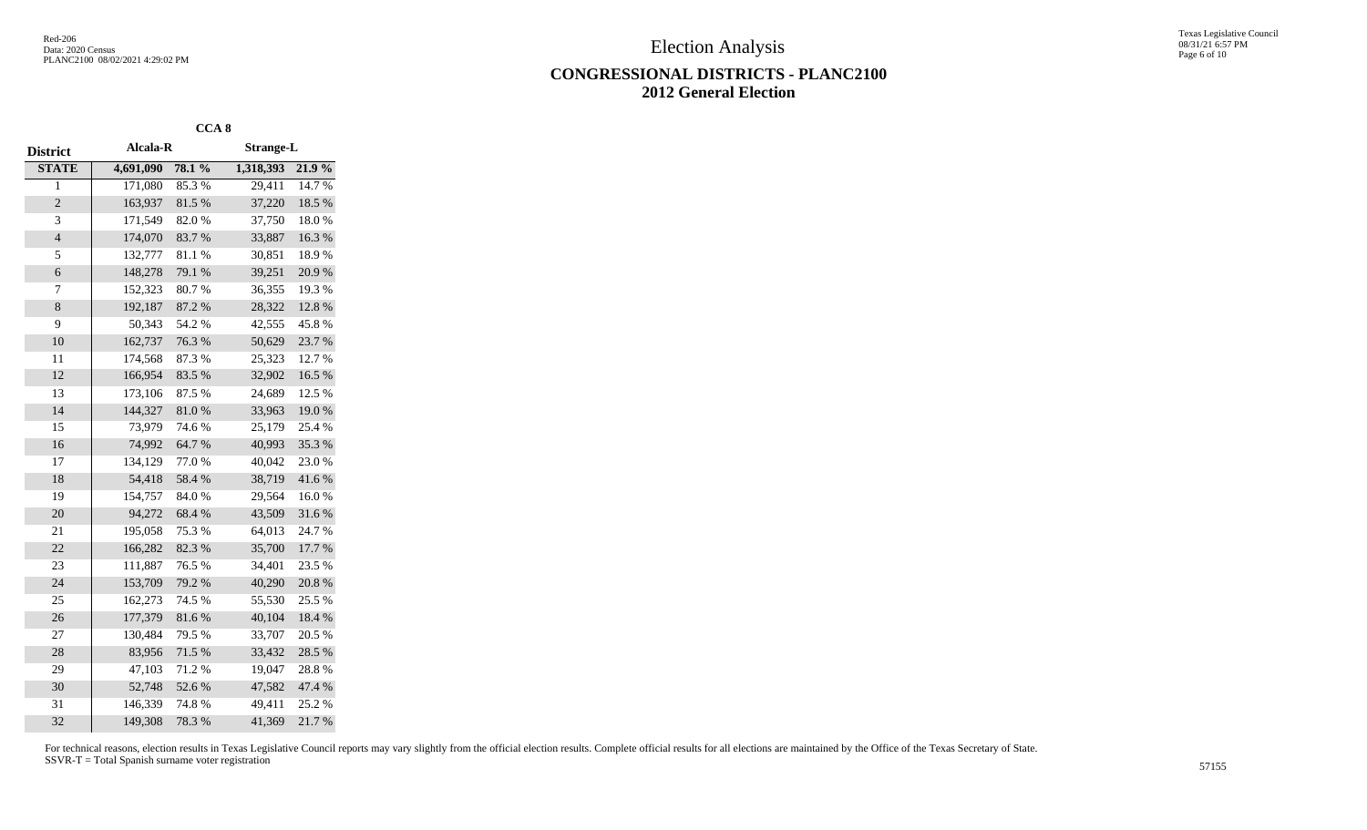# Election Analysis

## CONGRESSIONAL DISTRICTS - PLANC2100
## 2012 General Election

| | CCA 8 | | | |
|---|---|---|---|---|
| **District** | **Alcala-R** | | **Strange-L** | |
| **STATE** | **4,691,090** | **78.1 %** | **1,318,393** | **21.9 %** |
| 1 | 171,080 | 85.3 % | 29,411 | 14.7 % |
| 2 | 163,937 | 81.5 % | 37,220 | 18.5 % |
| 3 | 171,549 | 82.0 % | 37,750 | 18.0 % |
| 4 | 174,070 | 83.7 % | 33,887 | 16.3 % |
| 5 | 132,777 | 81.1 % | 30,851 | 18.9 % |
| 6 | 148,278 | 79.1 % | 39,251 | 20.9 % |
| 7 | 152,323 | 80.7 % | 36,355 | 19.3 % |
| 8 | 192,187 | 87.2 % | 28,322 | 12.8 % |
| 9 | 50,343 | 54.2 % | 42,555 | 45.8 % |
| 10 | 162,737 | 76.3 % | 50,629 | 23.7 % |
| 11 | 174,568 | 87.3 % | 25,323 | 12.7 % |
| 12 | 166,954 | 83.5 % | 32,902 | 16.5 % |
| 13 | 173,106 | 87.5 % | 24,689 | 12.5 % |
| 14 | 144,327 | 81.0 % | 33,963 | 19.0 % |
| 15 | 73,979 | 74.6 % | 25,179 | 25.4 % |
| 16 | 74,992 | 64.7 % | 40,993 | 35.3 % |
| 17 | 134,129 | 77.0 % | 40,042 | 23.0 % |
| 18 | 54,418 | 58.4 % | 38,719 | 41.6 % |
| 19 | 154,757 | 84.0 % | 29,564 | 16.0 % |
| 20 | 94,272 | 68.4 % | 43,509 | 31.6 % |
| 21 | 195,058 | 75.3 % | 64,013 | 24.7 % |
| 22 | 166,282 | 82.3 % | 35,700 | 17.7 % |
| 23 | 111,887 | 76.5 % | 34,401 | 23.5 % |
| 24 | 153,709 | 79.2 % | 40,290 | 20.8 % |
| 25 | 162,273 | 74.5 % | 55,530 | 25.5 % |
| 26 | 177,379 | 81.6 % | 40,104 | 18.4 % |
| 27 | 130,484 | 79.5 % | 33,707 | 20.5 % |
| 28 | 83,956 | 71.5 % | 33,432 | 28.5 % |
| 29 | 47,103 | 71.2 % | 19,047 | 28.8 % |
| 30 | 52,748 | 52.6 % | 47,582 | 47.4 % |
| 31 | 146,339 | 74.8 % | 49,411 | 25.2 % |
| 32 | 149,308 | 78.3 % | 41,369 | 21.7 % |

For technical reasons, election results in Texas Legislative Council reports may vary slightly from the official election results. Complete official results for all elections are maintained by the Office of the Texas Secretary of State.
SSVR-T = Total Spanish surname voter registration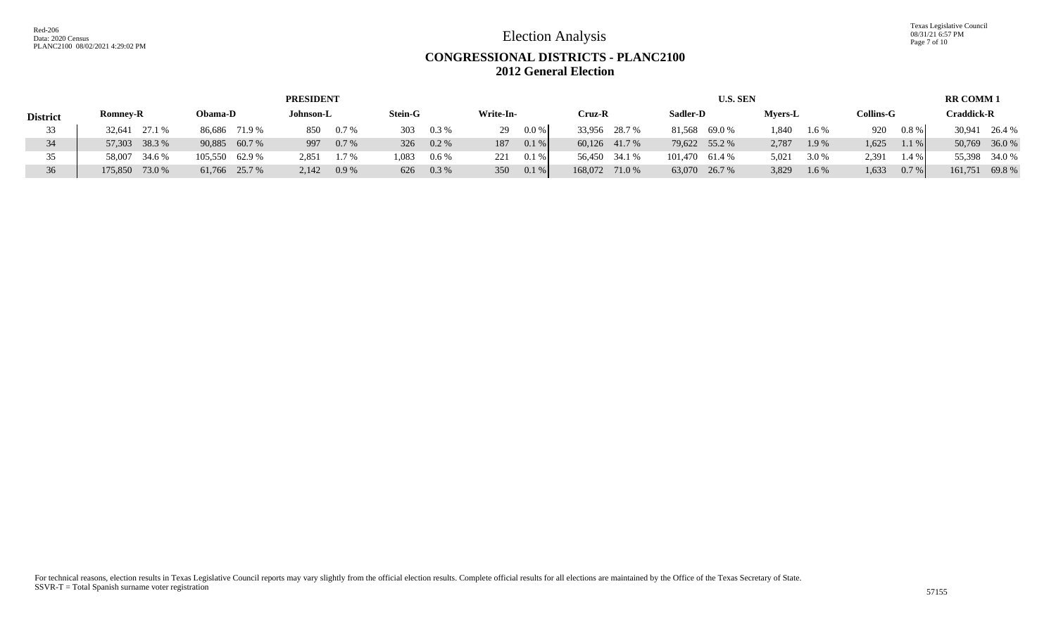# Election Analysis

## CONGRESSIONAL DISTRICTS - PLANC2100
## 2012 General Election

| | PRESIDENT | | | | | | | | | | U.S. SEN | | | | | | | | RR COMM 1 | |
|---|---|---|---|---|---|---|---|---|---|---|---|---|---|---|---|---|---|---|---|---|
| **District** | **Romney-R** | | **Obama-D** | | **Johnson-L** | | **Stein-G** | | **Write-In-** | | **Cruz-R** | | **Sadler-D** | | **Myers-L** | | **Collins-G** | | **Craddick-R** | |
| 33 | 32,641 | 27.1 % | 86,686 | 71.9 % | 850 | 0.7 % | 303 | 0.3 % | 29 | 0.0 % | 33,956 | 28.7 % | 81,568 | 69.0 % | 1,840 | 1.6 % | 920 | 0.8 % | 30,941 | 26.4 % |
| 34 | 57,303 | 38.3 % | 90,885 | 60.7 % | 997 | 0.7 % | 326 | 0.2 % | 187 | 0.1 % | 60,126 | 41.7 % | 79,622 | 55.2 % | 2,787 | 1.9 % | 1,625 | 1.1 % | 50,769 | 36.0 % |
| 35 | 58,007 | 34.6 % | 105,550 | 62.9 % | 2,851 | 1.7 % | 1,083 | 0.6 % | 221 | 0.1 % | 56,450 | 34.1 % | 101,470 | 61.4 % | 5,021 | 3.0 % | 2,391 | 1.4 % | 55,398 | 34.0 % |
| 36 | 175,850 | 73.0 % | 61,766 | 25.7 % | 2,142 | 0.9 % | 626 | 0.3 % | 350 | 0.1 % | 168,072 | 71.0 % | 63,070 | 26.7 % | 3,829 | 1.6 % | 1,633 | 0.7 % | 161,751 | 69.8 % |

For technical reasons, election results in Texas Legislative Council reports may vary slightly from the official election results. Complete official results for all elections are maintained by the Office of the Texas Secretary of State.
SSVR-T = Total Spanish surname voter registration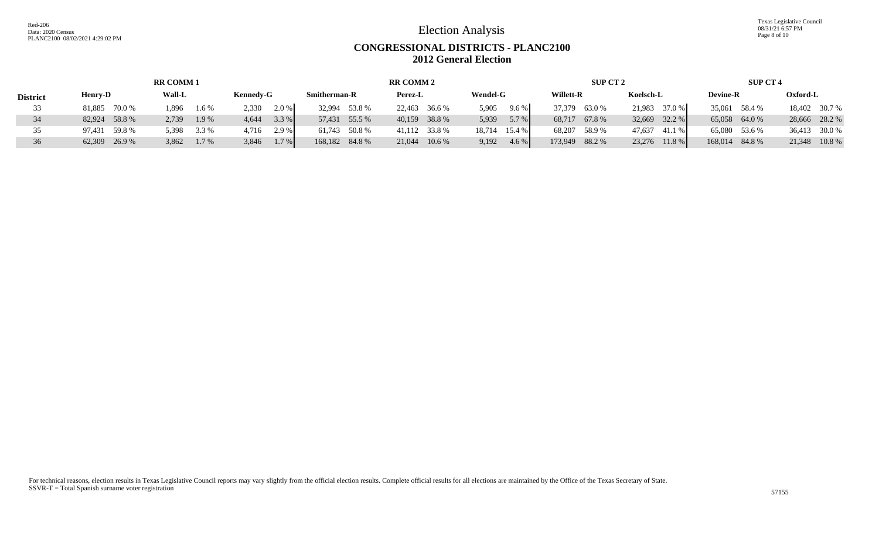# Election Analysis

## CONGRESSIONAL DISTRICTS - PLANC2100
## 2012 General Election

| District | RR COMM 1 | | | | | | RR COMM 2 | | | | | | SUP CT 2 | | | | SUP CT 4 | | | |
|---|---|---|---|---|---|---|---|---|---|---|---|---|---|---|---|---|---|---|---|---|
| | Henry-D | | Wall-L | | Kennedy-G | | Smitherman-R | | Perez-L | | Wendel-G | | Willett-R | | Koelsch-L | | Devine-R | | Oxford-L | |
| 33 | 81,885 | 70.0 % | 1,896 | 1.6 % | 2,330 | 2.0 % | 32,994 | 53.8 % | 22,463 | 36.6 % | 5,905 | 9.6 % | 37,379 | 63.0 % | 21,983 | 37.0 % | 35,061 | 58.4 % | 18,402 | 30.7 % |
| 34 | 82,924 | 58.8 % | 2,739 | 1.9 % | 4,644 | 3.3 % | 57,431 | 55.5 % | 40,159 | 38.8 % | 5,939 | 5.7 % | 68,717 | 67.8 % | 32,669 | 32.2 % | 65,058 | 64.0 % | 28,666 | 28.2 % |
| 35 | 97,431 | 59.8 % | 5,398 | 3.3 % | 4,716 | 2.9 % | 61,743 | 50.8 % | 41,112 | 33.8 % | 18,714 | 15.4 % | 68,207 | 58.9 % | 47,637 | 41.1 % | 65,080 | 53.6 % | 36,413 | 30.0 % |
| 36 | 62,309 | 26.9 % | 3,862 | 1.7 % | 3,846 | 1.7 % | 168,182 | 84.8 % | 21,044 | 10.6 % | 9,192 | 4.6 % | 173,949 | 88.2 % | 23,276 | 11.8 % | 168,014 | 84.8 % | 21,348 | 10.8 % |

For technical reasons, election results in Texas Legislative Council reports may vary slightly from the official election results. Complete official results for all elections are maintained by the Office of the Texas Secretary of State.
SSVR-T = Total Spanish surname voter registration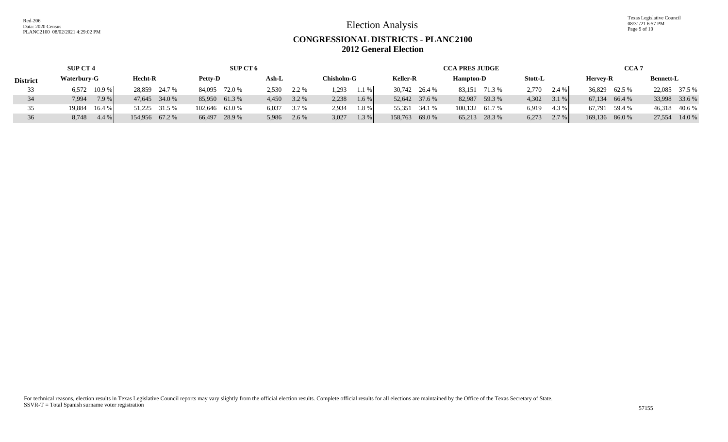# Election Analysis

## CONGRESSIONAL DISTRICTS - PLANC2100
## 2012 General Election

| | SUP CT 4 | | SUP CT 6 | | | | | | | | CCA PRES JUDGE | | | | | | CCA 7 | | | |
|---|---|---|---|---|---|---|---|---|---|---|---|---|---|---|---|---|---|---|---|---|
| **District** | **Waterbury-G** | | **Hecht-R** | | **Petty-D** | | **Ash-L** | | **Chisholm-G** | | **Keller-R** | | **Hampton-D** | | **Stott-L** | | **Hervey-R** | | **Bennett-L** | |
| 33 | 6,572 | 10.9 % | 28,859 | 24.7 % | 84,095 | 72.0 % | 2,530 | 2.2 % | 1,293 | 1.1 % | 30,742 | 26.4 % | 83,151 | 71.3 % | 2,770 | 2.4 % | 36,829 | 62.5 % | 22,085 | 37.5 % |
| 34 | 7,994 | 7.9 % | 47,645 | 34.0 % | 85,950 | 61.3 % | 4,450 | 3.2 % | 2,238 | 1.6 % | 52,642 | 37.6 % | 82,987 | 59.3 % | 4,302 | 3.1 % | 67,134 | 66.4 % | 33,998 | 33.6 % |
| 35 | 19,884 | 16.4 % | 51,225 | 31.5 % | 102,646 | 63.0 % | 6,037 | 3.7 % | 2,934 | 1.8 % | 55,351 | 34.1 % | 100,132 | 61.7 % | 6,919 | 4.3 % | 67,791 | 59.4 % | 46,318 | 40.6 % |
| 36 | 8,748 | 4.4 % | 154,956 | 67.2 % | 66,497 | 28.9 % | 5,986 | 2.6 % | 3,027 | 1.3 % | 158,763 | 69.0 % | 65,213 | 28.3 % | 6,273 | 2.7 % | 169,136 | 86.0 % | 27,554 | 14.0 % |

For technical reasons, election results in Texas Legislative Council reports may vary slightly from the official election results. Complete official results for all elections are maintained by the Office of the Texas Secretary of State.
SSVR-T = Total Spanish surname voter registration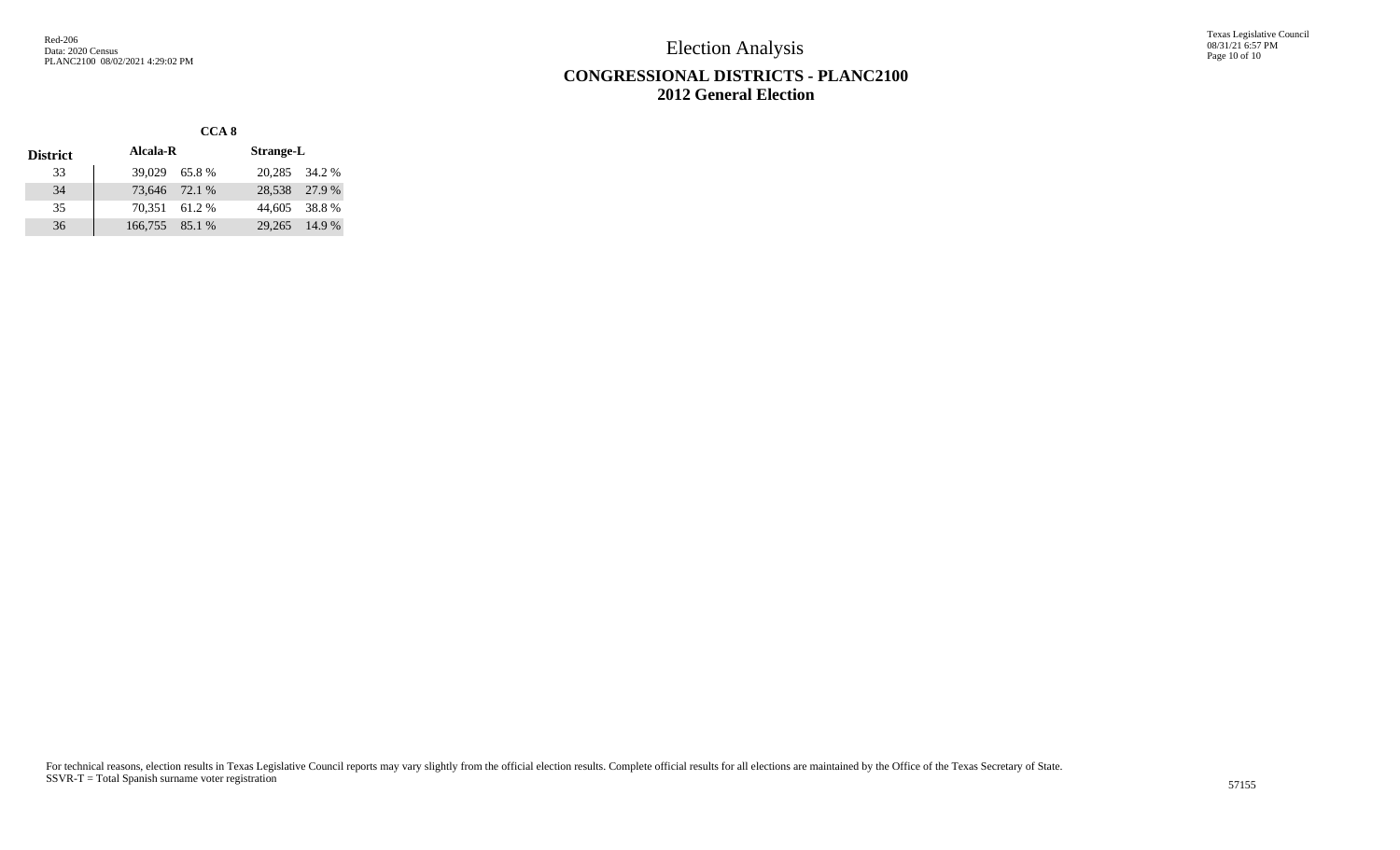# Election Analysis

## CONGRESSIONAL DISTRICTS - PLANC2100
## 2012 General Election

| | CCA 8 | | | |
|---|---|---|---|---|
| **District** | **Alcala-R** | | **Strange-L** | |
| 33 | 39,029 | 65.8 % | 20,285 | 34.2 % |
| 34 | 73,646 | 72.1 % | 28,538 | 27.9 % |
| 35 | 70,351 | 61.2 % | 44,605 | 38.8 % |
| 36 | 166,755 | 85.1 % | 29,265 | 14.9 % |

For technical reasons, election results in Texas Legislative Council reports may vary slightly from the official election results. Complete official results for all elections are maintained by the Office of the Texas Secretary of State.
SSVR-T = Total Spanish surname voter registration